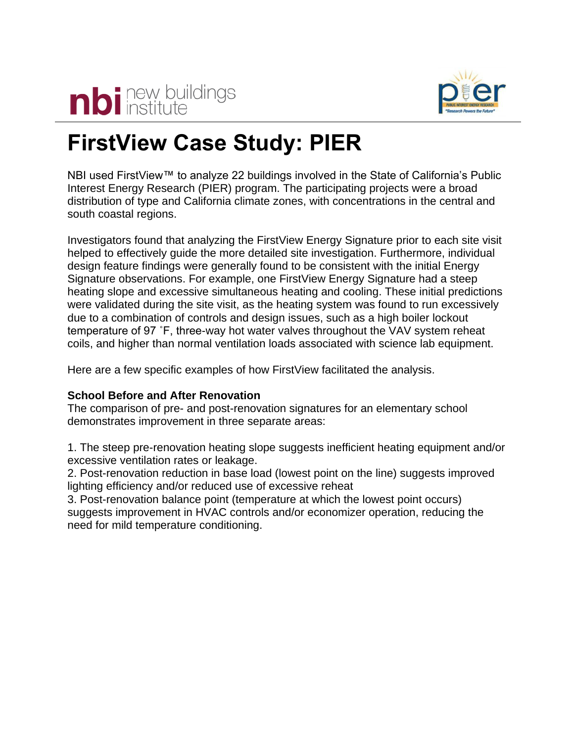# FirstView Case Study: PIER

NBI used FirstView™ to analyze 22 buildings involved in the State of California's Public Interest Energy Research (PIER) program. The participating projects were a broad distribution of type and California climate zones, with concentrations in the central and south coastal regions.

Investigators found that analyzing the FirstView Energy Signature prior to each site visit helped to effectively guide the more detailed site investigation. Furthermore, individual design feature findings were generally found to be consistent with the initial Energy Signature observations. For example, one FirstView Energy Signature had a steep heating slope and excessive simultaneous heating and cooling. These initial predictions were validated during the site visit, as the heating system was found to run excessively due to a combination of controls and design issues, such as a high boiler lockout temperature of 97 ˚F, three-way hot water valves throughout the VAV system reheat coils, and higher than normal ventilation loads associated with science lab equipment.

Here are a few specific examples of how FirstView facilitated the analysis.

**School Before and After Renovation**

The comparison of pre- and post-renovation signatures for an elementary school demonstrates improvement in three separate areas:

1. The steep pre-renovation heating slope suggests inefficient heating equipment and/or excessive ventilation rates or leakage.
2. Post-renovation reduction in base load (lowest point on the line) suggests improved lighting efficiency and/or reduced use of excessive reheat
3. Post-renovation balance point (temperature at which the lowest point occurs) suggests improvement in HVAC controls and/or economizer operation, reducing the need for mild temperature conditioning.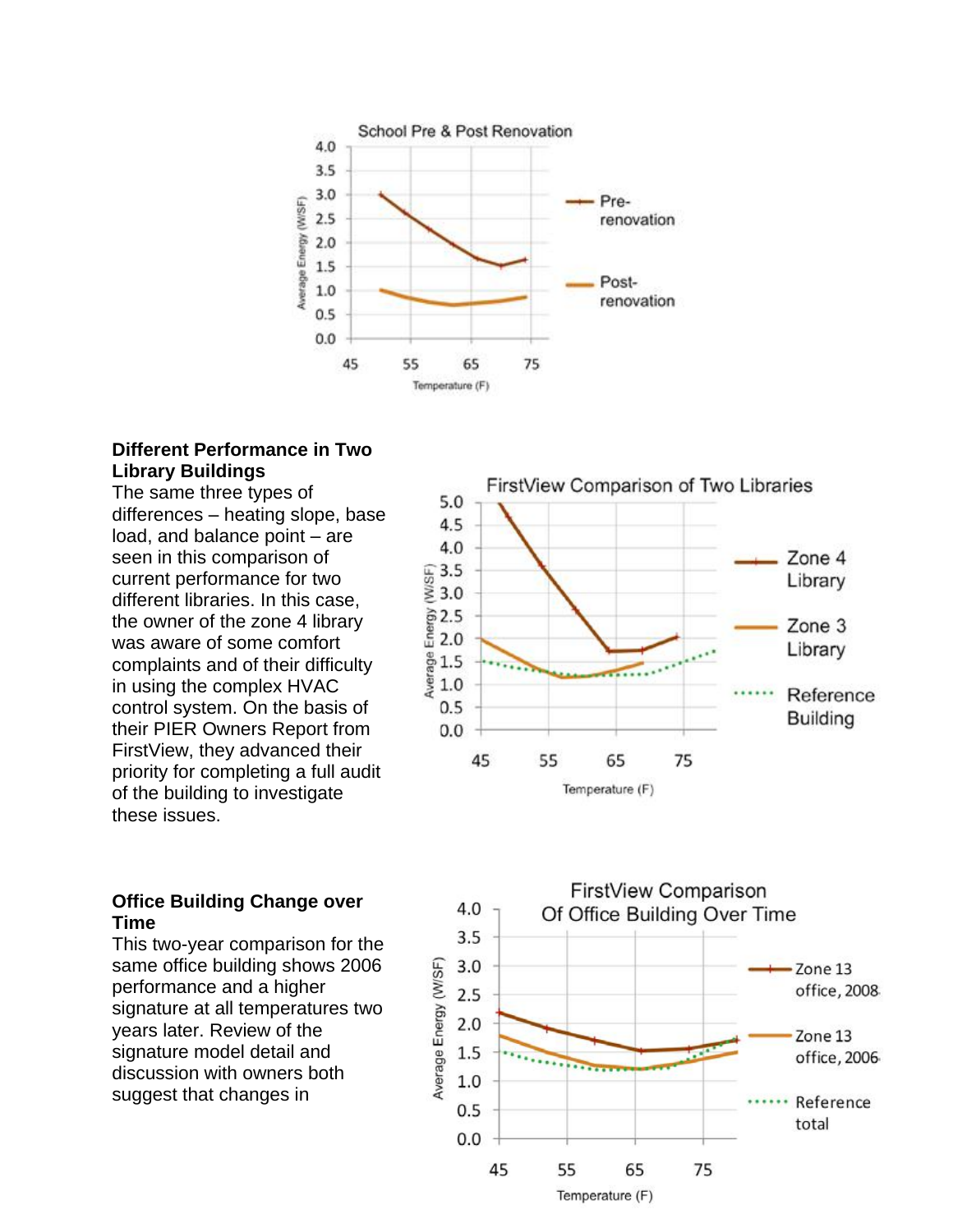**Different Performance in Two Library Buildings**

The same three types of differences – heating slope, base load, and balance point – are seen in this comparison of current performance for two different libraries. In this case, the owner of the zone 4 library was aware of some comfort complaints and of their difficulty in using the complex HVAC control system. On the basis of their PIER Owners Report from FirstView, they advanced their priority for completing a full audit of the building to investigate these issues.

**Office Building Change over Time**

This two-year comparison for the same office building shows 2006 performance and a higher signature at all temperatures two years later. Review of the signature model detail and discussion with owners both suggest that changes in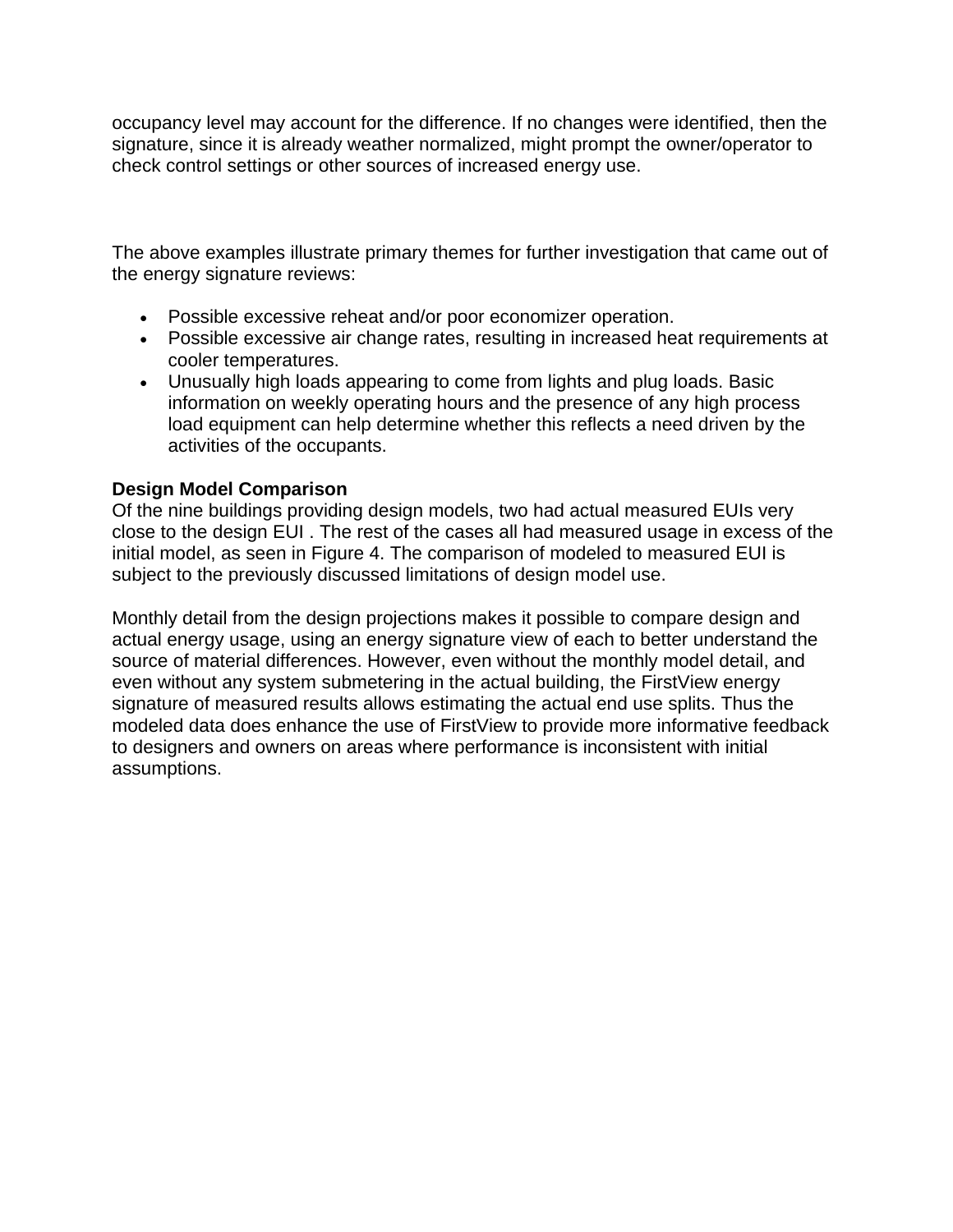occupancy level may account for the difference. If no changes were identified, then the signature, since it is already weather normalized, might prompt the owner/operator to check control settings or other sources of increased energy use.

The above examples illustrate primary themes for further investigation that came out of the energy signature reviews:

- Possible excessive reheat and/or poor economizer operation.
- Possible excessive air change rates, resulting in increased heat requirements at cooler temperatures.
- Unusually high loads appearing to come from lights and plug loads. Basic information on weekly operating hours and the presence of any high process load equipment can help determine whether this reflects a need driven by the activities of the occupants.

**Design Model Comparison**

Of the nine buildings providing design models, two had actual measured EUIs very close to the design EUI . The rest of the cases all had measured usage in excess of the initial model, as seen in Figure 4. The comparison of modeled to measured EUI is subject to the previously discussed limitations of design model use.

Monthly detail from the design projections makes it possible to compare design and actual energy usage, using an energy signature view of each to better understand the source of material differences. However, even without the monthly model detail, and even without any system submetering in the actual building, the FirstView energy signature of measured results allows estimating the actual end use splits. Thus the modeled data does enhance the use of FirstView to provide more informative feedback to designers and owners on areas where performance is inconsistent with initial assumptions.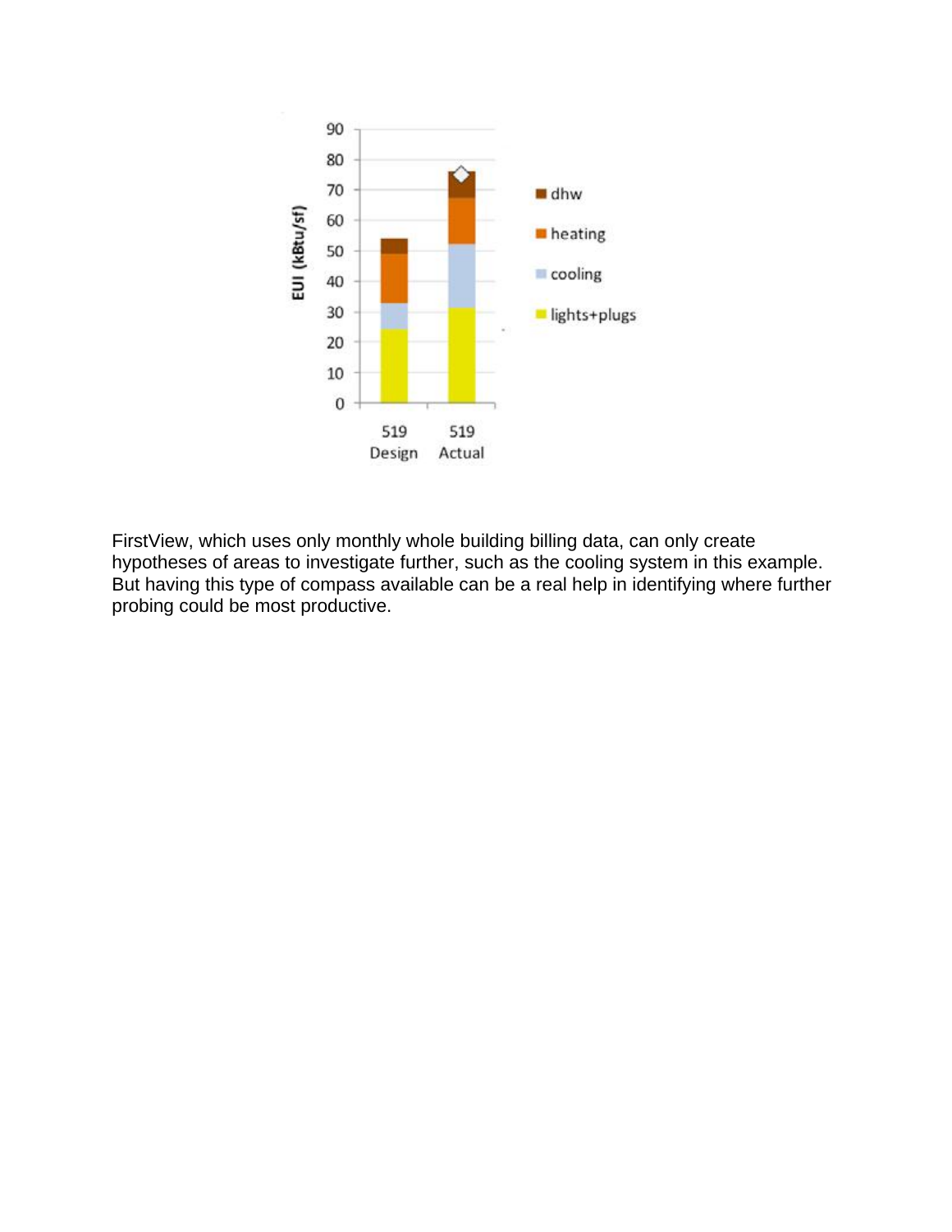90
80
70
60
50
40
30
20
10
0

EUI (kBtu/sf)

519
Design

519
Actual

dhw
heating
cooling
lights+plugs

FirstView, which uses only monthly whole building billing data, can only create hypotheses of areas to investigate further, such as the cooling system in this example. But having this type of compass available can be a real help in identifying where further probing could be most productive.